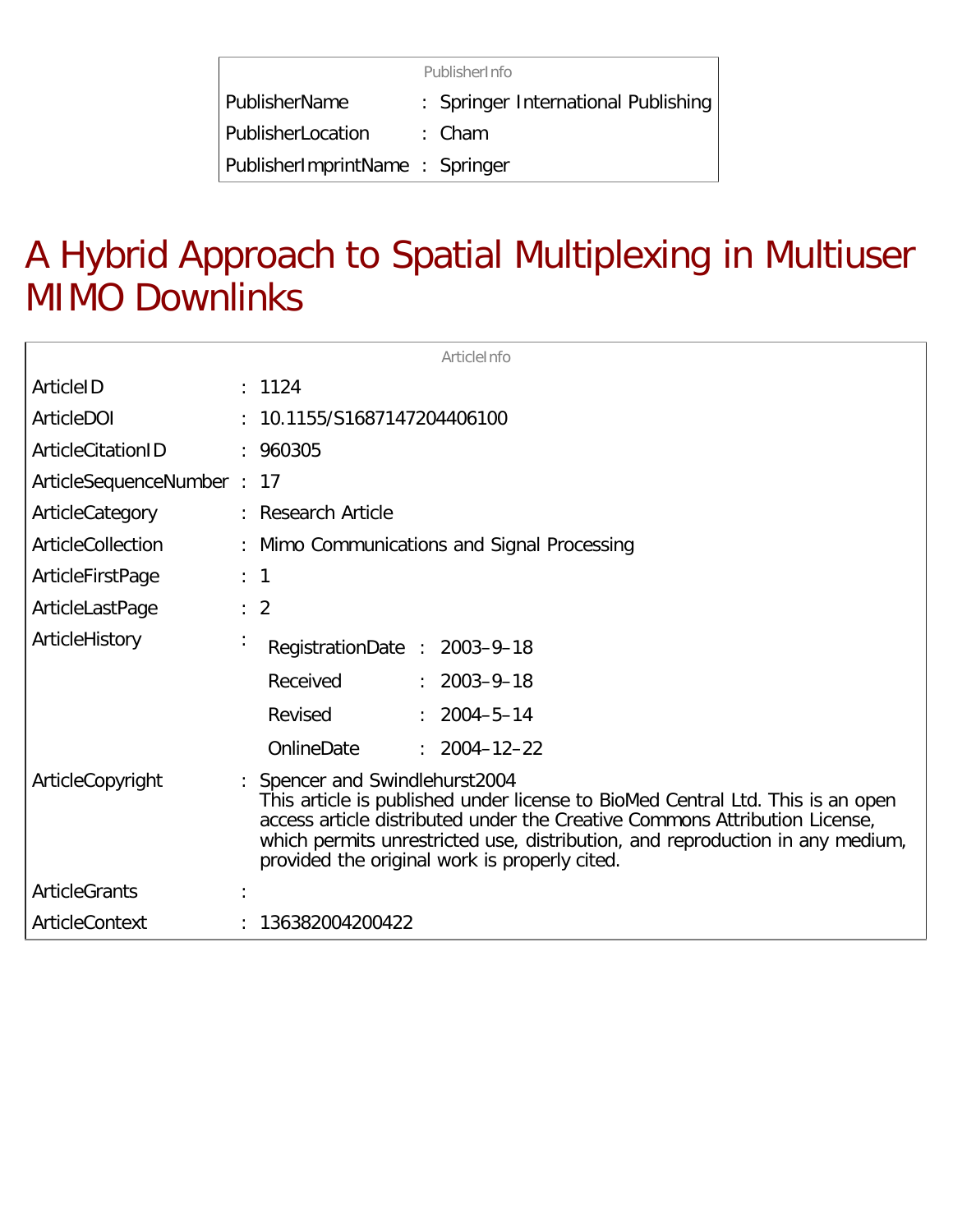| PublisherInfo | | |
|---|---|---|
| PublisherName | : | Springer International Publishing |
| PublisherLocation | : | Cham |
| PublisherImprintName | : | Springer |

# A Hybrid Approach to Spatial Multiplexing in Multiuser MIMO Downlinks

| ArticleInfo | | | | |
|---|---|---|---|---|
| ArticleID | : | 1124 | | |
| ArticleDOI | : | 10.1155/S1687147204406100 | | |
| ArticleCitationID | : | 960305 | | |
| ArticleSequenceNumber | : | 17 | | |
| ArticleCategory | : | Research Article | | |
| ArticleCollection | : | Mimo Communications and Signal Processing | | |
| ArticleFirstPage | : | 1 | | |
| ArticleLastPage | : | 2 | | |
| ArticleHistory | : | RegistrationDate | : | 2003–9–18 |
| | | Received | : | 2003–9–18 |
| | | Revised | : | 2004–5–14 |
| | | OnlineDate | : | 2004–12–22 |
| ArticleCopyright | : | Spencer and Swindlehurst2004<br>This article is published under license to BioMed Central Ltd. This is an open access article distributed under the Creative Commons Attribution License, which permits unrestricted use, distribution, and reproduction in any medium, provided the original work is properly cited. | | |
| ArticleGrants | : | | | |
| ArticleContext | : | 136382004200422 | | |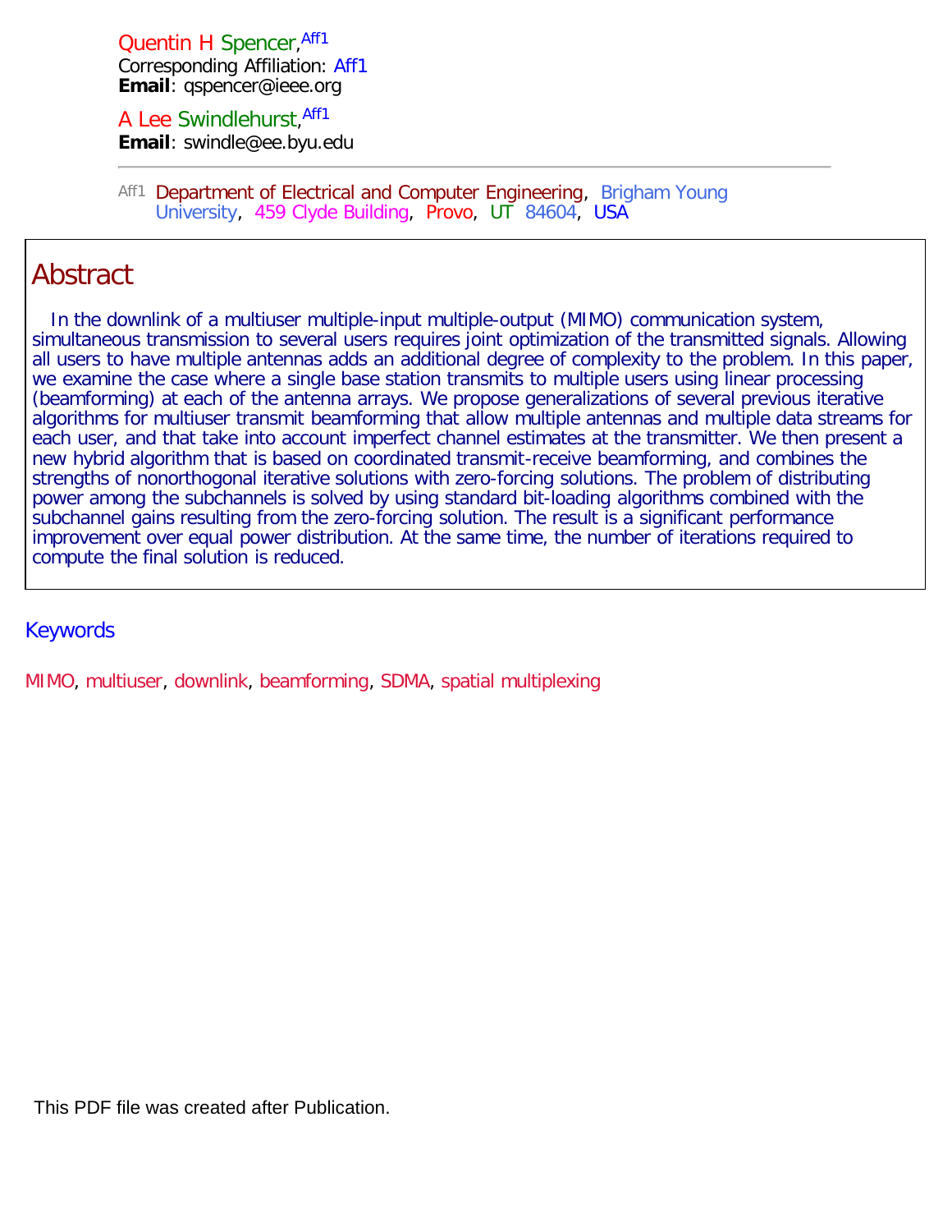Quentin H Spencer,[Aff1]
Corresponding Affiliation: Aff1
**Email**: qspencer@ieee.org

A Lee Swindlehurst,[Aff1]
**Email**: swindle@ee.byu.edu

---

Aff1 Department of Electrical and Computer Engineering, Brigham Young University, 459 Clyde Building, Provo, UT 84604, USA

# Abstract

In the downlink of a multiuser multiple-input multiple-output (MIMO) communication system, simultaneous transmission to several users requires joint optimization of the transmitted signals. Allowing all users to have multiple antennas adds an additional degree of complexity to the problem. In this paper, we examine the case where a single base station transmits to multiple users using linear processing (beamforming) at each of the antenna arrays. We propose generalizations of several previous iterative algorithms for multiuser transmit beamforming that allow multiple antennas and multiple data streams for each user, and that take into account imperfect channel estimates at the transmitter. We then present a new hybrid algorithm that is based on coordinated transmit-receive beamforming, and combines the strengths of nonorthogonal iterative solutions with zero-forcing solutions. The problem of distributing power among the subchannels is solved by using standard bit-loading algorithms combined with the subchannel gains resulting from the zero-forcing solution. The result is a significant performance improvement over equal power distribution. At the same time, the number of iterations required to compute the final solution is reduced.

## Keywords

MIMO, multiuser, downlink, beamforming, SDMA, spatial multiplexing

This PDF file was created after Publication.